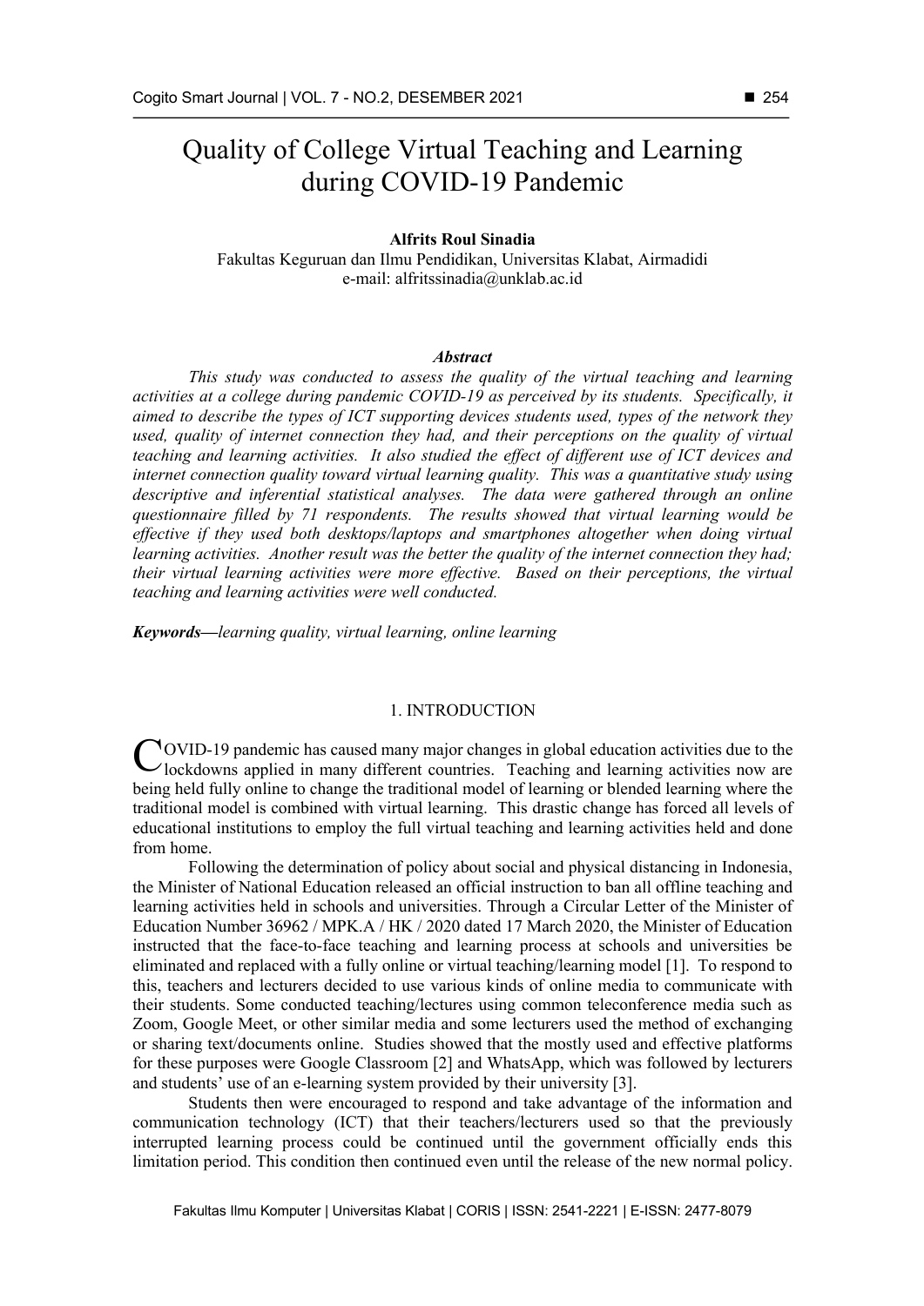# Quality of College Virtual Teaching and Learning during COVID-19 Pandemic

**Alfrits Roul Sinadia**

Fakultas Keguruan dan Ilmu Pendidikan, Universitas Klabat, Airmadidi
e-mail: alfritssinadia@unklab.ac.id

### *Abstract*

*This study was conducted to assess the quality of the virtual teaching and learning activities at a college during pandemic COVID-19 as perceived by its students. Specifically, it aimed to describe the types of ICT supporting devices students used, types of the network they used, quality of internet connection they had, and their perceptions on the quality of virtual teaching and learning activities. It also studied the effect of different use of ICT devices and internet connection quality toward virtual learning quality. This was a quantitative study using descriptive and inferential statistical analyses. The data were gathered through an online questionnaire filled by 71 respondents. The results showed that virtual learning would be effective if they used both desktops/laptops and smartphones altogether when doing virtual learning activities. Another result was the better the quality of the internet connection they had; their virtual learning activities were more effective. Based on their perceptions, the virtual teaching and learning activities were well conducted.*

***Keywords—****learning quality, virtual learning, online learning*

## 1. INTRODUCTION

COVID-19 pandemic has caused many major changes in global education activities due to the lockdowns applied in many different countries. Teaching and learning activities now are being held fully online to change the traditional model of learning or blended learning where the traditional model is combined with virtual learning. This drastic change has forced all levels of educational institutions to employ the full virtual teaching and learning activities held and done from home.

Following the determination of policy about social and physical distancing in Indonesia, the Minister of National Education released an official instruction to ban all offline teaching and learning activities held in schools and universities. Through a Circular Letter of the Minister of Education Number 36962 / MPK.A / HK / 2020 dated 17 March 2020, the Minister of Education instructed that the face-to-face teaching and learning process at schools and universities be eliminated and replaced with a fully online or virtual teaching/learning model [1]. To respond to this, teachers and lecturers decided to use various kinds of online media to communicate with their students. Some conducted teaching/lectures using common teleconference media such as Zoom, Google Meet, or other similar media and some lecturers used the method of exchanging or sharing text/documents online. Studies showed that the mostly used and effective platforms for these purposes were Google Classroom [2] and WhatsApp, which was followed by lecturers and students' use of an e-learning system provided by their university [3].

Students then were encouraged to respond and take advantage of the information and communication technology (ICT) that their teachers/lecturers used so that the previously interrupted learning process could be continued until the government officially ends this limitation period. This condition then continued even until the release of the new normal policy.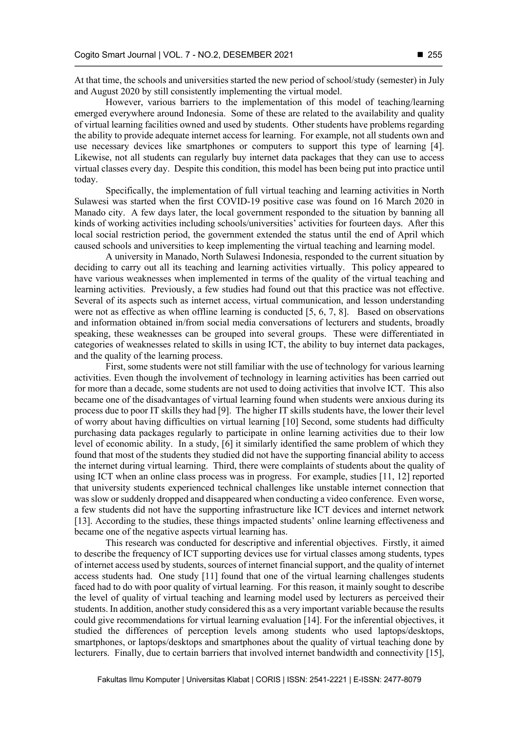At that time, the schools and universities started the new period of school/study (semester) in July and August 2020 by still consistently implementing the virtual model.

However, various barriers to the implementation of this model of teaching/learning emerged everywhere around Indonesia. Some of these are related to the availability and quality of virtual learning facilities owned and used by students. Other students have problems regarding the ability to provide adequate internet access for learning. For example, not all students own and use necessary devices like smartphones or computers to support this type of learning [4]. Likewise, not all students can regularly buy internet data packages that they can use to access virtual classes every day. Despite this condition, this model has been being put into practice until today.

Specifically, the implementation of full virtual teaching and learning activities in North Sulawesi was started when the first COVID-19 positive case was found on 16 March 2020 in Manado city. A few days later, the local government responded to the situation by banning all kinds of working activities including schools/universities' activities for fourteen days. After this local social restriction period, the government extended the status until the end of April which caused schools and universities to keep implementing the virtual teaching and learning model.

A university in Manado, North Sulawesi Indonesia, responded to the current situation by deciding to carry out all its teaching and learning activities virtually. This policy appeared to have various weaknesses when implemented in terms of the quality of the virtual teaching and learning activities. Previously, a few studies had found out that this practice was not effective. Several of its aspects such as internet access, virtual communication, and lesson understanding were not as effective as when offline learning is conducted [5, 6, 7, 8]. Based on observations and information obtained in/from social media conversations of lecturers and students, broadly speaking, these weaknesses can be grouped into several groups. These were differentiated in categories of weaknesses related to skills in using ICT, the ability to buy internet data packages, and the quality of the learning process.

First, some students were not still familiar with the use of technology for various learning activities. Even though the involvement of technology in learning activities has been carried out for more than a decade, some students are not used to doing activities that involve ICT. This also became one of the disadvantages of virtual learning found when students were anxious during its process due to poor IT skills they had [9]. The higher IT skills students have, the lower their level of worry about having difficulties on virtual learning [10] Second, some students had difficulty purchasing data packages regularly to participate in online learning activities due to their low level of economic ability. In a study, [6] it similarly identified the same problem of which they found that most of the students they studied did not have the supporting financial ability to access the internet during virtual learning. Third, there were complaints of students about the quality of using ICT when an online class process was in progress. For example, studies [11, 12] reported that university students experienced technical challenges like unstable internet connection that was slow or suddenly dropped and disappeared when conducting a video conference. Even worse, a few students did not have the supporting infrastructure like ICT devices and internet network [13]. According to the studies, these things impacted students' online learning effectiveness and became one of the negative aspects virtual learning has.

This research was conducted for descriptive and inferential objectives. Firstly, it aimed to describe the frequency of ICT supporting devices use for virtual classes among students, types of internet access used by students, sources of internet financial support, and the quality of internet access students had. One study [11] found that one of the virtual learning challenges students faced had to do with poor quality of virtual learning. For this reason, it mainly sought to describe the level of quality of virtual teaching and learning model used by lecturers as perceived their students. In addition, another study considered this as a very important variable because the results could give recommendations for virtual learning evaluation [14]. For the inferential objectives, it studied the differences of perception levels among students who used laptops/desktops, smartphones, or laptops/desktops and smartphones about the quality of virtual teaching done by lecturers. Finally, due to certain barriers that involved internet bandwidth and connectivity [15],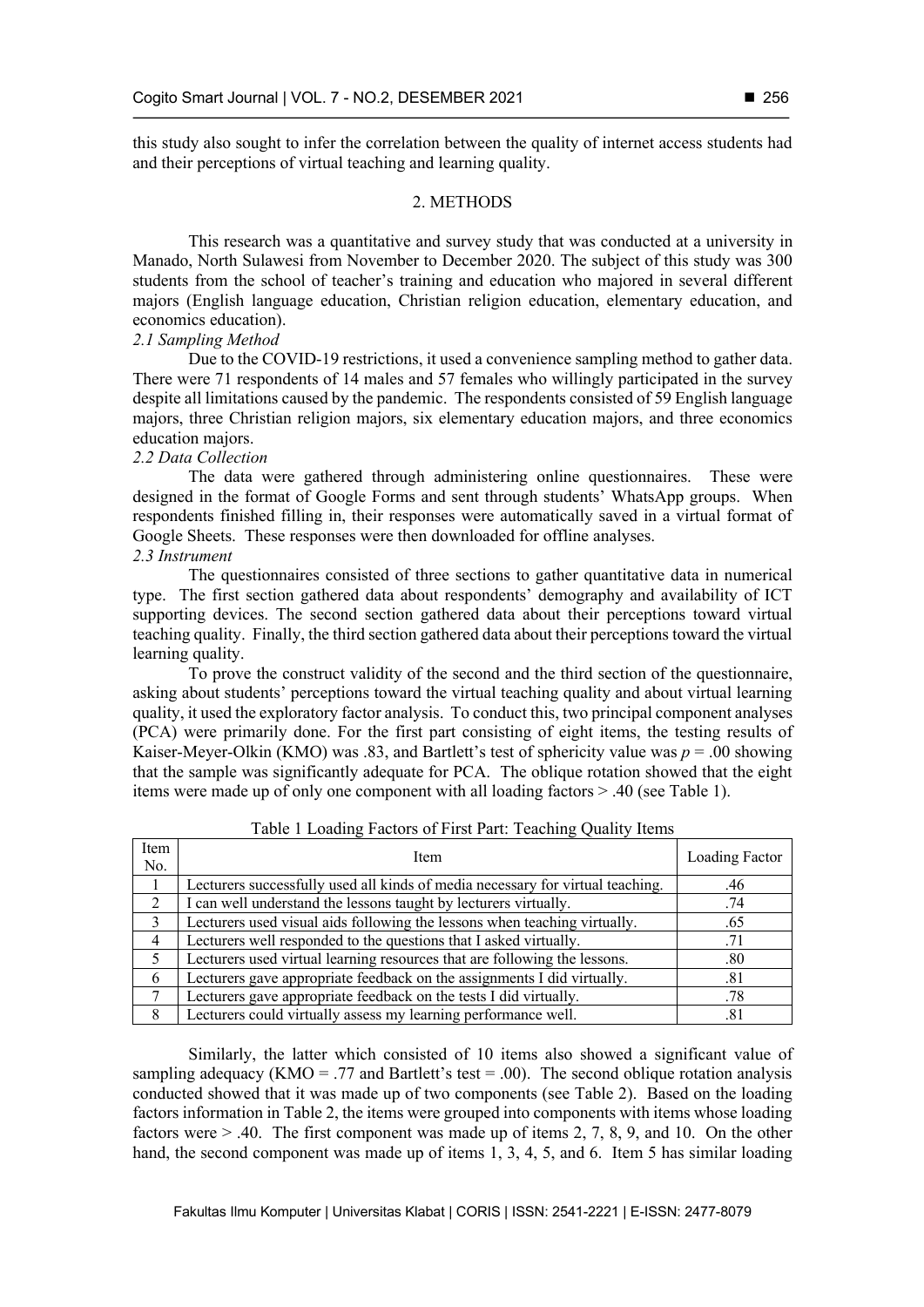this study also sought to infer the correlation between the quality of internet access students had and their perceptions of virtual teaching and learning quality.

## 2. METHODS

This research was a quantitative and survey study that was conducted at a university in Manado, North Sulawesi from November to December 2020. The subject of this study was 300 students from the school of teacher's training and education who majored in several different majors (English language education, Christian religion education, elementary education, and economics education).

### *2.1 Sampling Method*

Due to the COVID-19 restrictions, it used a convenience sampling method to gather data. There were 71 respondents of 14 males and 57 females who willingly participated in the survey despite all limitations caused by the pandemic. The respondents consisted of 59 English language majors, three Christian religion majors, six elementary education majors, and three economics education majors.

### *2.2 Data Collection*

The data were gathered through administering online questionnaires. These were designed in the format of Google Forms and sent through students' WhatsApp groups. When respondents finished filling in, their responses were automatically saved in a virtual format of Google Sheets. These responses were then downloaded for offline analyses.

### *2.3 Instrument*

The questionnaires consisted of three sections to gather quantitative data in numerical type. The first section gathered data about respondents' demography and availability of ICT supporting devices. The second section gathered data about their perceptions toward virtual teaching quality. Finally, the third section gathered data about their perceptions toward the virtual learning quality.

To prove the construct validity of the second and the third section of the questionnaire, asking about students' perceptions toward the virtual teaching quality and about virtual learning quality, it used the exploratory factor analysis. To conduct this, two principal component analyses (PCA) were primarily done. For the first part consisting of eight items, the testing results of Kaiser-Meyer-Olkin (KMO) was .83, and Bartlett's test of sphericity value was $p = .00$ showing that the sample was significantly adequate for PCA. The oblique rotation showed that the eight items were made up of only one component with all loading factors > .40 (see Table 1).

Table 1 Loading Factors of First Part: Teaching Quality Items

| Item No. | Item | Loading Factor |
|---|---|---|
| 1 | Lecturers successfully used all kinds of media necessary for virtual teaching. | .46 |
| 2 | I can well understand the lessons taught by lecturers virtually. | .74 |
| 3 | Lecturers used visual aids following the lessons when teaching virtually. | .65 |
| 4 | Lecturers well responded to the questions that I asked virtually. | .71 |
| 5 | Lecturers used virtual learning resources that are following the lessons. | .80 |
| 6 | Lecturers gave appropriate feedback on the assignments I did virtually. | .81 |
| 7 | Lecturers gave appropriate feedback on the tests I did virtually. | .78 |
| 8 | Lecturers could virtually assess my learning performance well. | .81 |

Similarly, the latter which consisted of 10 items also showed a significant value of sampling adequacy (KMO = .77 and Bartlett's test = .00). The second oblique rotation analysis conducted showed that it was made up of two components (see Table 2). Based on the loading factors information in Table 2, the items were grouped into components with items whose loading factors were > .40. The first component was made up of items 2, 7, 8, 9, and 10. On the other hand, the second component was made up of items 1, 3, 4, 5, and 6. Item 5 has similar loading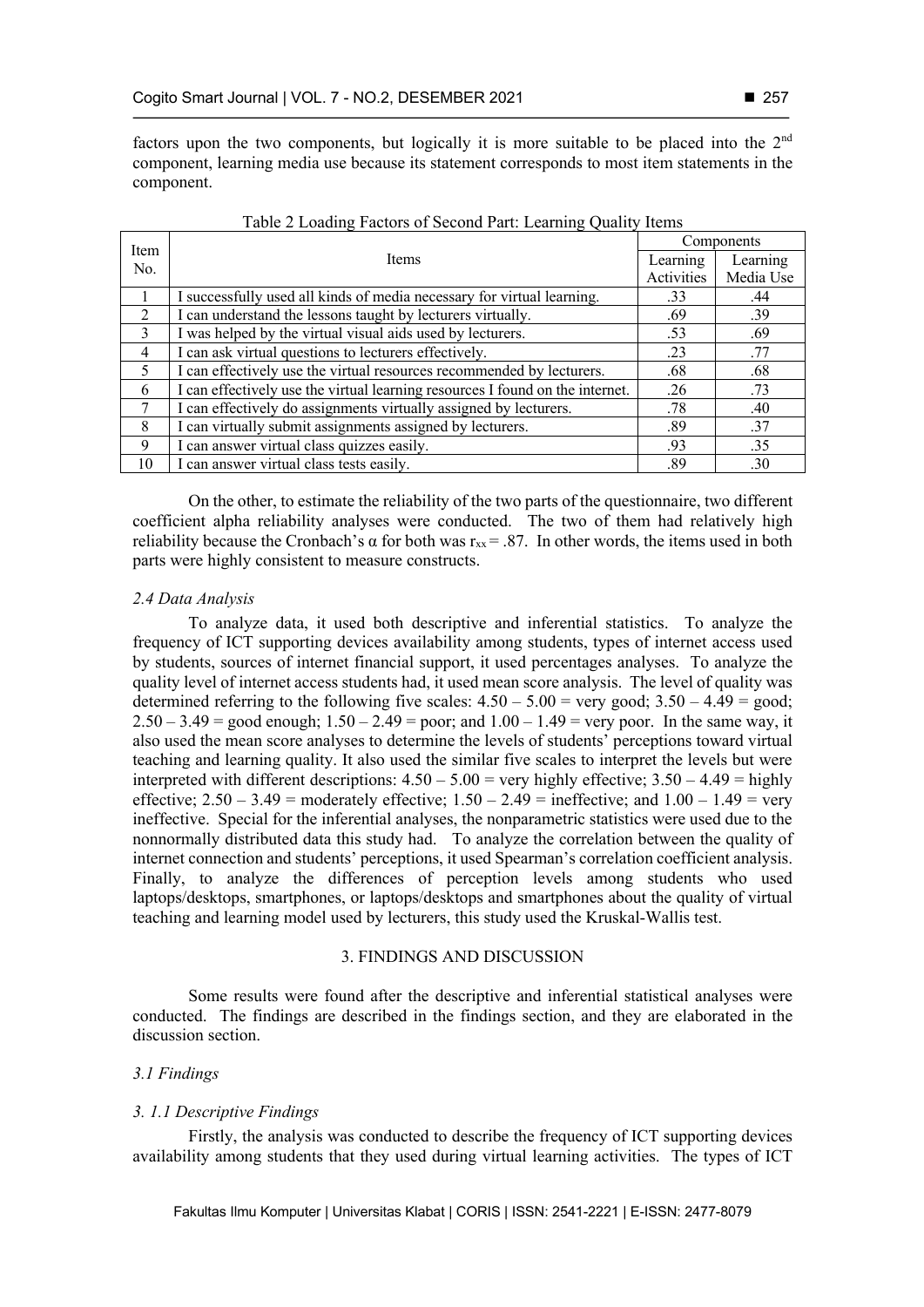factors upon the two components, but logically it is more suitable to be placed into the 2nd component, learning media use because its statement corresponds to most item statements in the component.

Table 2 Loading Factors of Second Part: Learning Quality Items

| Item No. | Items | Components | |
|---|---|---|---|
| | | Learning Activities | Learning Media Use |
| 1 | I successfully used all kinds of media necessary for virtual learning. | .33 | .44 |
| 2 | I can understand the lessons taught by lecturers virtually. | .69 | .39 |
| 3 | I was helped by the virtual visual aids used by lecturers. | .53 | .69 |
| 4 | I can ask virtual questions to lecturers effectively. | .23 | .77 |
| 5 | I can effectively use the virtual resources recommended by lecturers. | .68 | .68 |
| 6 | I can effectively use the virtual learning resources I found on the internet. | .26 | .73 |
| 7 | I can effectively do assignments virtually assigned by lecturers. | .78 | .40 |
| 8 | I can virtually submit assignments assigned by lecturers. | .89 | .37 |
| 9 | I can answer virtual class quizzes easily. | .93 | .35 |
| 10 | I can answer virtual class tests easily. | .89 | .30 |

On the other, to estimate the reliability of the two parts of the questionnaire, two different coefficient alpha reliability analyses were conducted. The two of them had relatively high reliability because the Cronbach's α for both was $r_{xx} = .87$. In other words, the items used in both parts were highly consistent to measure constructs.

### *2.4 Data Analysis*

To analyze data, it used both descriptive and inferential statistics. To analyze the frequency of ICT supporting devices availability among students, types of internet access used by students, sources of internet financial support, it used percentages analyses. To analyze the quality level of internet access students had, it used mean score analysis. The level of quality was determined referring to the following five scales: 4.50 – 5.00 = very good; 3.50 – 4.49 = good; 2.50 – 3.49 = good enough; 1.50 – 2.49 = poor; and 1.00 – 1.49 = very poor. In the same way, it also used the mean score analyses to determine the levels of students' perceptions toward virtual teaching and learning quality. It also used the similar five scales to interpret the levels but were interpreted with different descriptions: 4.50 – 5.00 = very highly effective; 3.50 – 4.49 = highly effective; 2.50 – 3.49 = moderately effective; 1.50 – 2.49 = ineffective; and 1.00 – 1.49 = very ineffective. Special for the inferential analyses, the nonparametric statistics were used due to the nonnormally distributed data this study had. To analyze the correlation between the quality of internet connection and students' perceptions, it used Spearman's correlation coefficient analysis. Finally, to analyze the differences of perception levels among students who used laptops/desktops, smartphones, or laptops/desktops and smartphones about the quality of virtual teaching and learning model used by lecturers, this study used the Kruskal-Wallis test.

## 3. FINDINGS AND DISCUSSION

Some results were found after the descriptive and inferential statistical analyses were conducted. The findings are described in the findings section, and they are elaborated in the discussion section.

### *3.1 Findings*

#### *3. 1.1 Descriptive Findings*

Firstly, the analysis was conducted to describe the frequency of ICT supporting devices availability among students that they used during virtual learning activities. The types of ICT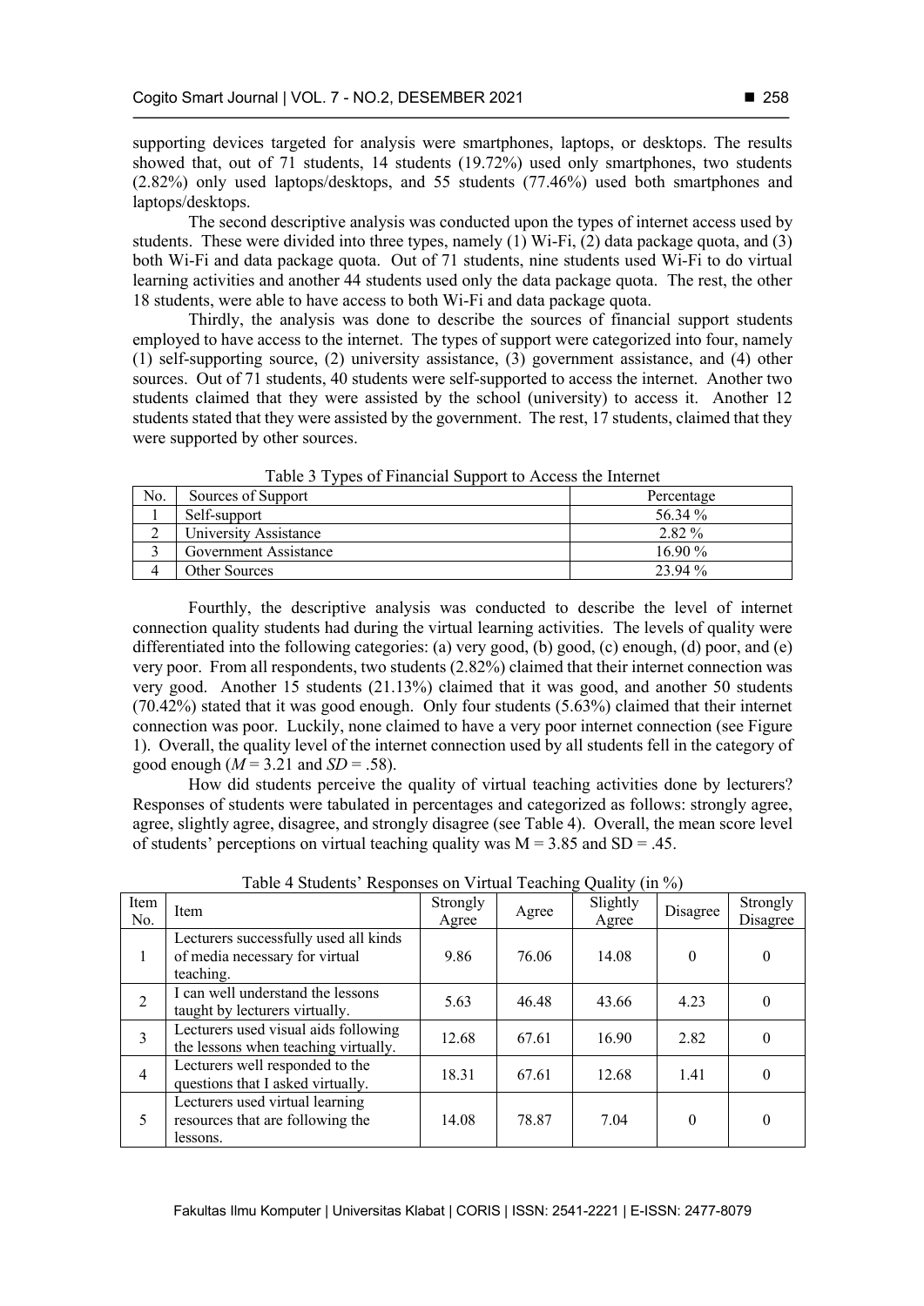supporting devices targeted for analysis were smartphones, laptops, or desktops. The results showed that, out of 71 students, 14 students (19.72%) used only smartphones, two students (2.82%) only used laptops/desktops, and 55 students (77.46%) used both smartphones and laptops/desktops.

The second descriptive analysis was conducted upon the types of internet access used by students. These were divided into three types, namely (1) Wi-Fi, (2) data package quota, and (3) both Wi-Fi and data package quota. Out of 71 students, nine students used Wi-Fi to do virtual learning activities and another 44 students used only the data package quota. The rest, the other 18 students, were able to have access to both Wi-Fi and data package quota.

Thirdly, the analysis was done to describe the sources of financial support students employed to have access to the internet. The types of support were categorized into four, namely (1) self-supporting source, (2) university assistance, (3) government assistance, and (4) other sources. Out of 71 students, 40 students were self-supported to access the internet. Another two students claimed that they were assisted by the school (university) to access it. Another 12 students stated that they were assisted by the government. The rest, 17 students, claimed that they were supported by other sources.

Table 3 Types of Financial Support to Access the Internet

| No. | Sources of Support | Percentage |
|---|---|---|
| 1 | Self-support | 56.34 % |
| 2 | University Assistance | 2.82 % |
| 3 | Government Assistance | 16.90 % |
| 4 | Other Sources | 23.94 % |

Fourthly, the descriptive analysis was conducted to describe the level of internet connection quality students had during the virtual learning activities. The levels of quality were differentiated into the following categories: (a) very good, (b) good, (c) enough, (d) poor, and (e) very poor. From all respondents, two students (2.82%) claimed that their internet connection was very good. Another 15 students (21.13%) claimed that it was good, and another 50 students (70.42%) stated that it was good enough. Only four students (5.63%) claimed that their internet connection was poor. Luckily, none claimed to have a very poor internet connection (see Figure 1). Overall, the quality level of the internet connection used by all students fell in the category of good enough ($M = 3.21$ and $SD = .58$).

How did students perceive the quality of virtual teaching activities done by lecturers? Responses of students were tabulated in percentages and categorized as follows: strongly agree, agree, slightly agree, disagree, and strongly disagree (see Table 4). Overall, the mean score level of students' perceptions on virtual teaching quality was $M = 3.85$ and $SD = .45$.

Table 4 Students' Responses on Virtual Teaching Quality (in %)

| Item No. | Item | Strongly Agree | Agree | Slightly Agree | Disagree | Strongly Disagree |
|---|---|---|---|---|---|---|
| 1 | Lecturers successfully used all kinds of media necessary for virtual teaching. | 9.86 | 76.06 | 14.08 | 0 | 0 |
| 2 | I can well understand the lessons taught by lecturers virtually. | 5.63 | 46.48 | 43.66 | 4.23 | 0 |
| 3 | Lecturers used visual aids following the lessons when teaching virtually. | 12.68 | 67.61 | 16.90 | 2.82 | 0 |
| 4 | Lecturers well responded to the questions that I asked virtually. | 18.31 | 67.61 | 12.68 | 1.41 | 0 |
| 5 | Lecturers used virtual learning resources that are following the lessons. | 14.08 | 78.87 | 7.04 | 0 | 0 |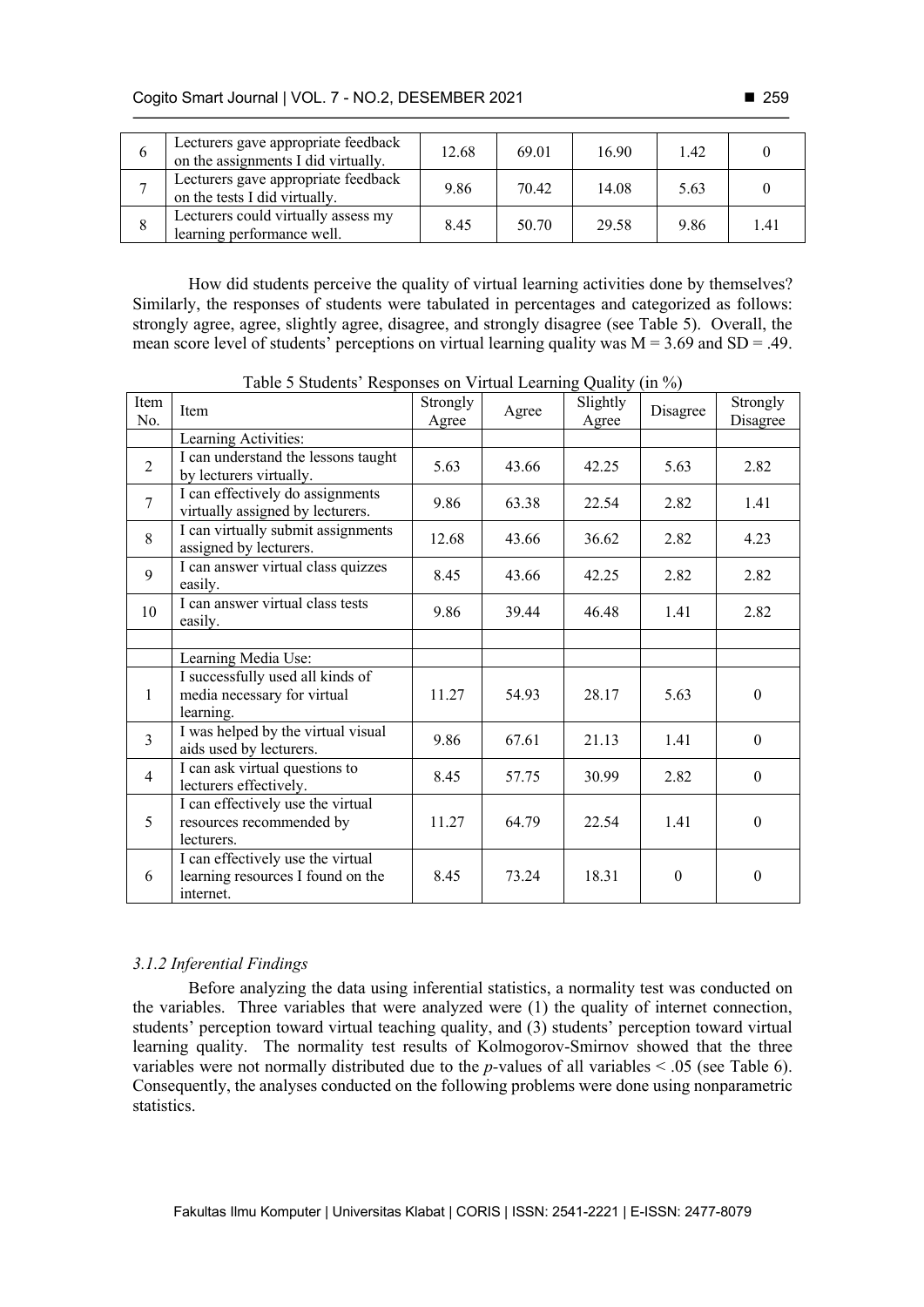| 6 | Lecturers gave appropriate feedback on the assignments I did virtually. | 12.68 | 69.01 | 16.90 | 1.42 | 0 |
|---|---|---|---|---|---|---|
| 7 | Lecturers gave appropriate feedback on the tests I did virtually. | 9.86 | 70.42 | 14.08 | 5.63 | 0 |
| 8 | Lecturers could virtually assess my learning performance well. | 8.45 | 50.70 | 29.58 | 9.86 | 1.41 |

How did students perceive the quality of virtual learning activities done by themselves? Similarly, the responses of students were tabulated in percentages and categorized as follows: strongly agree, agree, slightly agree, disagree, and strongly disagree (see Table 5). Overall, the mean score level of students' perceptions on virtual learning quality was $M = 3.69$ and $SD = .49$.

Table 5 Students' Responses on Virtual Learning Quality (in %)

| Item No. | Item | Strongly Agree | Agree | Slightly Agree | Disagree | Strongly Disagree |
|---|---|---|---|---|---|---|
| | Learning Activities: | | | | | |
| 2 | I can understand the lessons taught by lecturers virtually. | 5.63 | 43.66 | 42.25 | 5.63 | 2.82 |
| 7 | I can effectively do assignments virtually assigned by lecturers. | 9.86 | 63.38 | 22.54 | 2.82 | 1.41 |
| 8 | I can virtually submit assignments assigned by lecturers. | 12.68 | 43.66 | 36.62 | 2.82 | 4.23 |
| 9 | I can answer virtual class quizzes easily. | 8.45 | 43.66 | 42.25 | 2.82 | 2.82 |
| 10 | I can answer virtual class tests easily. | 9.86 | 39.44 | 46.48 | 1.41 | 2.82 |
| | | | | | | |
| | Learning Media Use: | | | | | |
| 1 | I successfully used all kinds of media necessary for virtual learning. | 11.27 | 54.93 | 28.17 | 5.63 | 0 |
| 3 | I was helped by the virtual visual aids used by lecturers. | 9.86 | 67.61 | 21.13 | 1.41 | 0 |
| 4 | I can ask virtual questions to lecturers effectively. | 8.45 | 57.75 | 30.99 | 2.82 | 0 |
| 5 | I can effectively use the virtual resources recommended by lecturers. | 11.27 | 64.79 | 22.54 | 1.41 | 0 |
| 6 | I can effectively use the virtual learning resources I found on the internet. | 8.45 | 73.24 | 18.31 | 0 | 0 |

### *3.1.2 Inferential Findings*

Before analyzing the data using inferential statistics, a normality test was conducted on the variables. Three variables that were analyzed were (1) the quality of internet connection, students' perception toward virtual teaching quality, and (3) students' perception toward virtual learning quality. The normality test results of Kolmogorov-Smirnov showed that the three variables were not normally distributed due to the $p$-values of all variables $< .05$ (see Table 6). Consequently, the analyses conducted on the following problems were done using nonparametric statistics.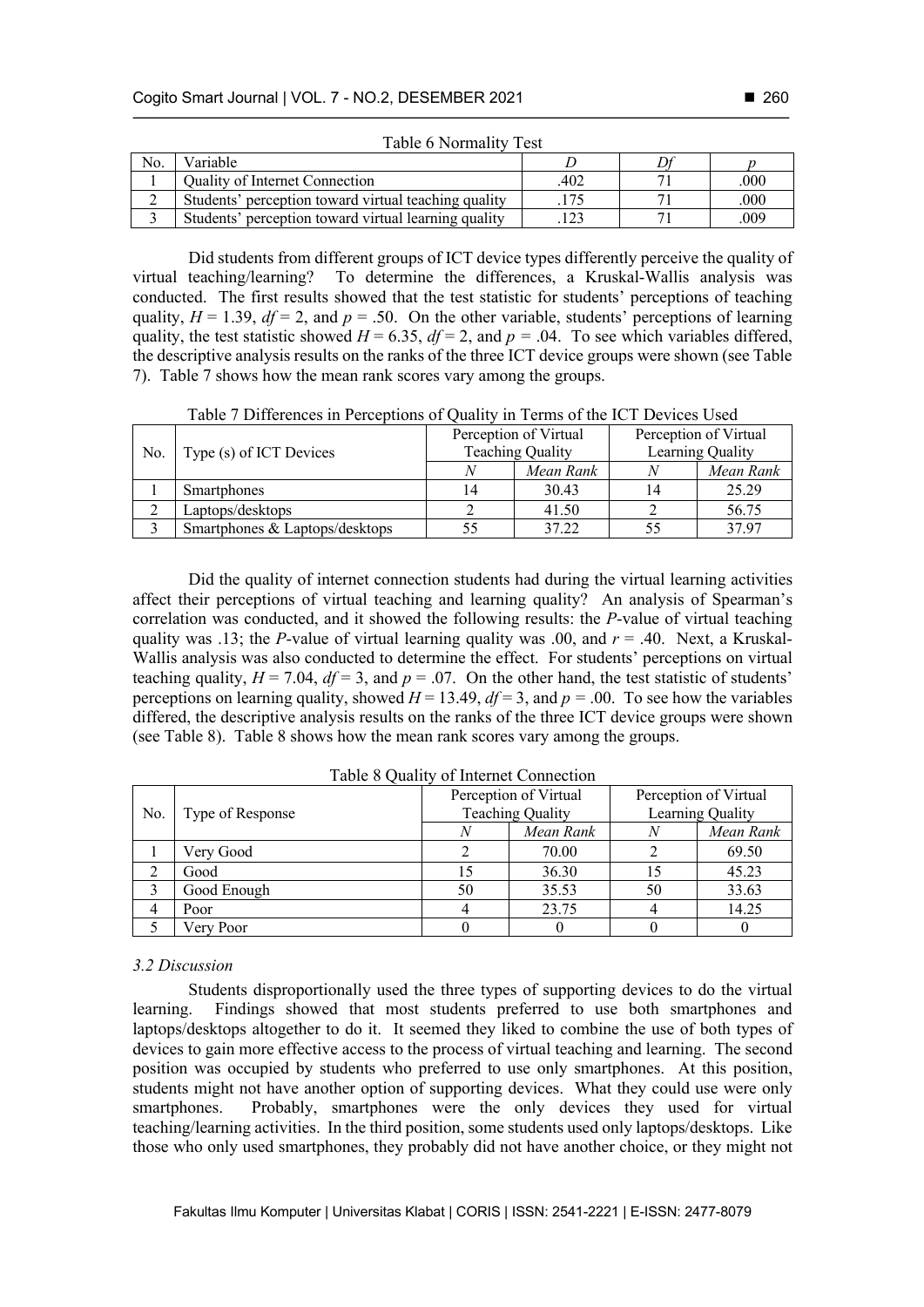Table 6 Normality Test

| No. | Variable | $D$ | $Df$ | $p$ |
|---|---|---|---|---|
| 1 | Quality of Internet Connection | .402 | 71 | .000 |
| 2 | Students' perception toward virtual teaching quality | .175 | 71 | .000 |
| 3 | Students' perception toward virtual learning quality | .123 | 71 | .009 |

Did students from different groups of ICT device types differently perceive the quality of virtual teaching/learning? To determine the differences, a Kruskal-Wallis analysis was conducted. The first results showed that the test statistic for students' perceptions of teaching quality, $H = 1.39$, $df = 2$, and $p = .50$. On the other variable, students' perceptions of learning quality, the test statistic showed $H = 6.35$, $df = 2$, and $p = .04$. To see which variables differed, the descriptive analysis results on the ranks of the three ICT device groups were shown (see Table 7). Table 7 shows how the mean rank scores vary among the groups.

Table 7 Differences in Perceptions of Quality in Terms of the ICT Devices Used

| No. | Type (s) of ICT Devices | Perception of Virtual Teaching Quality | | Perception of Virtual Learning Quality | |
|---|---|---|---|---|---|
| | | *N* | *Mean Rank* | *N* | *Mean Rank* |
| 1 | Smartphones | 14 | 30.43 | 14 | 25.29 |
| 2 | Laptops/desktops | 2 | 41.50 | 2 | 56.75 |
| 3 | Smartphones & Laptops/desktops | 55 | 37.22 | 55 | 37.97 |

Did the quality of internet connection students had during the virtual learning activities affect their perceptions of virtual teaching and learning quality? An analysis of Spearman's correlation was conducted, and it showed the following results: the *P*-value of virtual teaching quality was .13; the *P*-value of virtual learning quality was .00, and $r = .40$. Next, a Kruskal-Wallis analysis was also conducted to determine the effect. For students' perceptions on virtual teaching quality, $H = 7.04$, $df = 3$, and $p = .07$. On the other hand, the test statistic of students' perceptions on learning quality, showed $H = 13.49$, $df = 3$, and $p = .00$. To see how the variables differed, the descriptive analysis results on the ranks of the three ICT device groups were shown (see Table 8). Table 8 shows how the mean rank scores vary among the groups.

Table 8 Quality of Internet Connection

| No. | Type of Response | Perception of Virtual Teaching Quality | | Perception of Virtual Learning Quality | |
|---|---|---|---|---|---|
| | | *N* | *Mean Rank* | *N* | *Mean Rank* |
| 1 | Very Good | 2 | 70.00 | 2 | 69.50 |
| 2 | Good | 15 | 36.30 | 15 | 45.23 |
| 3 | Good Enough | 50 | 35.53 | 50 | 33.63 |
| 4 | Poor | 4 | 23.75 | 4 | 14.25 |
| 5 | Very Poor | 0 | 0 | 0 | 0 |

### *3.2 Discussion*

Students disproportionally used the three types of supporting devices to do the virtual learning. Findings showed that most students preferred to use both smartphones and laptops/desktops altogether to do it. It seemed they liked to combine the use of both types of devices to gain more effective access to the process of virtual teaching and learning. The second position was occupied by students who preferred to use only smartphones. At this position, students might not have another option of supporting devices. What they could use were only smartphones. Probably, smartphones were the only devices they used for virtual teaching/learning activities. In the third position, some students used only laptops/desktops. Like those who only used smartphones, they probably did not have another choice, or they might not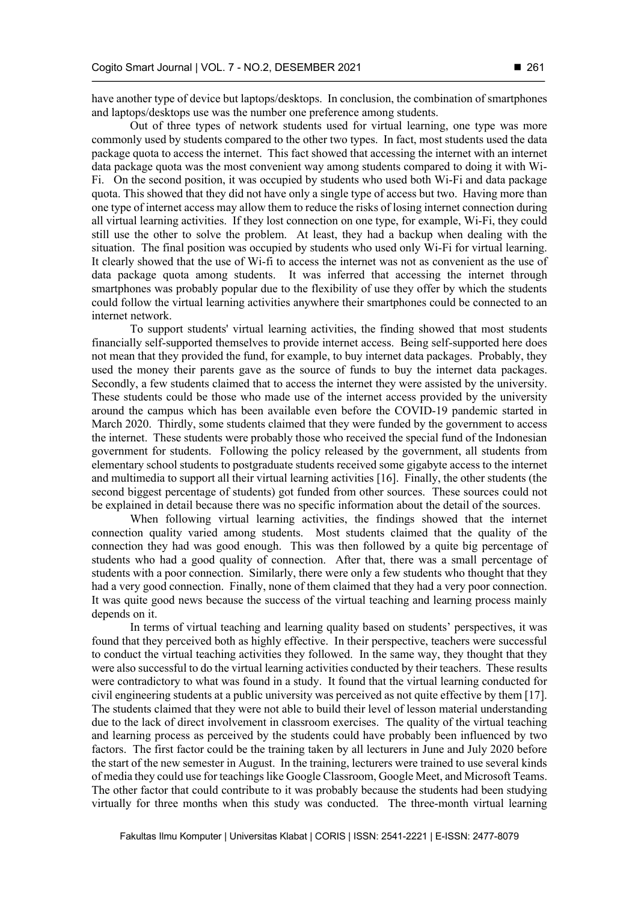have another type of device but laptops/desktops. In conclusion, the combination of smartphones and laptops/desktops use was the number one preference among students.

Out of three types of network students used for virtual learning, one type was more commonly used by students compared to the other two types. In fact, most students used the data package quota to access the internet. This fact showed that accessing the internet with an internet data package quota was the most convenient way among students compared to doing it with Wi-Fi. On the second position, it was occupied by students who used both Wi-Fi and data package quota. This showed that they did not have only a single type of access but two. Having more than one type of internet access may allow them to reduce the risks of losing internet connection during all virtual learning activities. If they lost connection on one type, for example, Wi-Fi, they could still use the other to solve the problem. At least, they had a backup when dealing with the situation. The final position was occupied by students who used only Wi-Fi for virtual learning. It clearly showed that the use of Wi-fi to access the internet was not as convenient as the use of data package quota among students. It was inferred that accessing the internet through smartphones was probably popular due to the flexibility of use they offer by which the students could follow the virtual learning activities anywhere their smartphones could be connected to an internet network.

To support students' virtual learning activities, the finding showed that most students financially self-supported themselves to provide internet access. Being self-supported here does not mean that they provided the fund, for example, to buy internet data packages. Probably, they used the money their parents gave as the source of funds to buy the internet data packages. Secondly, a few students claimed that to access the internet they were assisted by the university. These students could be those who made use of the internet access provided by the university around the campus which has been available even before the COVID-19 pandemic started in March 2020. Thirdly, some students claimed that they were funded by the government to access the internet. These students were probably those who received the special fund of the Indonesian government for students. Following the policy released by the government, all students from elementary school students to postgraduate students received some gigabyte access to the internet and multimedia to support all their virtual learning activities [16]. Finally, the other students (the second biggest percentage of students) got funded from other sources. These sources could not be explained in detail because there was no specific information about the detail of the sources.

When following virtual learning activities, the findings showed that the internet connection quality varied among students. Most students claimed that the quality of the connection they had was good enough. This was then followed by a quite big percentage of students who had a good quality of connection. After that, there was a small percentage of students with a poor connection. Similarly, there were only a few students who thought that they had a very good connection. Finally, none of them claimed that they had a very poor connection. It was quite good news because the success of the virtual teaching and learning process mainly depends on it.

In terms of virtual teaching and learning quality based on students' perspectives, it was found that they perceived both as highly effective. In their perspective, teachers were successful to conduct the virtual teaching activities they followed. In the same way, they thought that they were also successful to do the virtual learning activities conducted by their teachers. These results were contradictory to what was found in a study. It found that the virtual learning conducted for civil engineering students at a public university was perceived as not quite effective by them [17]. The students claimed that they were not able to build their level of lesson material understanding due to the lack of direct involvement in classroom exercises. The quality of the virtual teaching and learning process as perceived by the students could have probably been influenced by two factors. The first factor could be the training taken by all lecturers in June and July 2020 before the start of the new semester in August. In the training, lecturers were trained to use several kinds of media they could use for teachings like Google Classroom, Google Meet, and Microsoft Teams. The other factor that could contribute to it was probably because the students had been studying virtually for three months when this study was conducted. The three-month virtual learning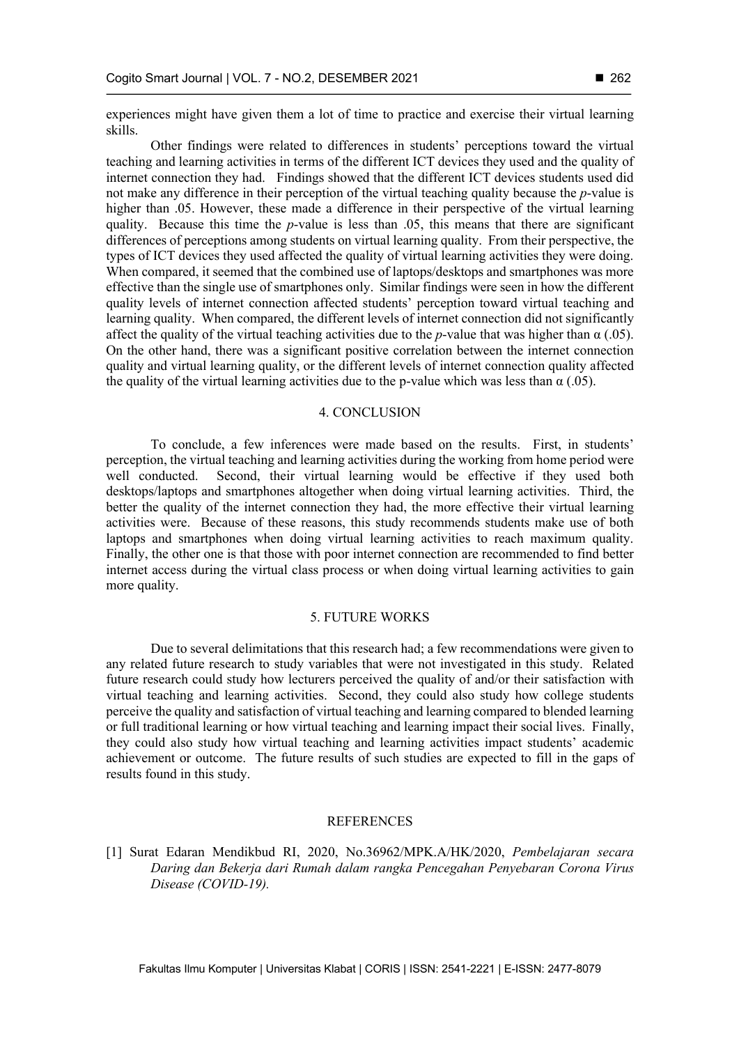experiences might have given them a lot of time to practice and exercise their virtual learning skills.

Other findings were related to differences in students' perceptions toward the virtual teaching and learning activities in terms of the different ICT devices they used and the quality of internet connection they had. Findings showed that the different ICT devices students used did not make any difference in their perception of the virtual teaching quality because the *p*-value is higher than .05. However, these made a difference in their perspective of the virtual learning quality. Because this time the *p*-value is less than .05, this means that there are significant differences of perceptions among students on virtual learning quality. From their perspective, the types of ICT devices they used affected the quality of virtual learning activities they were doing. When compared, it seemed that the combined use of laptops/desktops and smartphones was more effective than the single use of smartphones only. Similar findings were seen in how the different quality levels of internet connection affected students' perception toward virtual teaching and learning quality. When compared, the different levels of internet connection did not significantly affect the quality of the virtual teaching activities due to the *p*-value that was higher than $\alpha$ (.05). On the other hand, there was a significant positive correlation between the internet connection quality and virtual learning quality, or the different levels of internet connection quality affected the quality of the virtual learning activities due to the p-value which was less than $\alpha$ (.05).

## 4. CONCLUSION

To conclude, a few inferences were made based on the results. First, in students' perception, the virtual teaching and learning activities during the working from home period were well conducted. Second, their virtual learning would be effective if they used both desktops/laptops and smartphones altogether when doing virtual learning activities. Third, the better the quality of the internet connection they had, the more effective their virtual learning activities were. Because of these reasons, this study recommends students make use of both laptops and smartphones when doing virtual learning activities to reach maximum quality. Finally, the other one is that those with poor internet connection are recommended to find better internet access during the virtual class process or when doing virtual learning activities to gain more quality.

## 5. FUTURE WORKS

Due to several delimitations that this research had; a few recommendations were given to any related future research to study variables that were not investigated in this study. Related future research could study how lecturers perceived the quality of and/or their satisfaction with virtual teaching and learning activities. Second, they could also study how college students perceive the quality and satisfaction of virtual teaching and learning compared to blended learning or full traditional learning or how virtual teaching and learning impact their social lives. Finally, they could also study how virtual teaching and learning activities impact students' academic achievement or outcome. The future results of such studies are expected to fill in the gaps of results found in this study.

## REFERENCES

[1] Surat Edaran Mendikbud RI, 2020, No.36962/MPK.A/HK/2020, *Pembelajaran secara Daring dan Bekerja dari Rumah dalam rangka Pencegahan Penyebaran Corona Virus Disease (COVID-19).*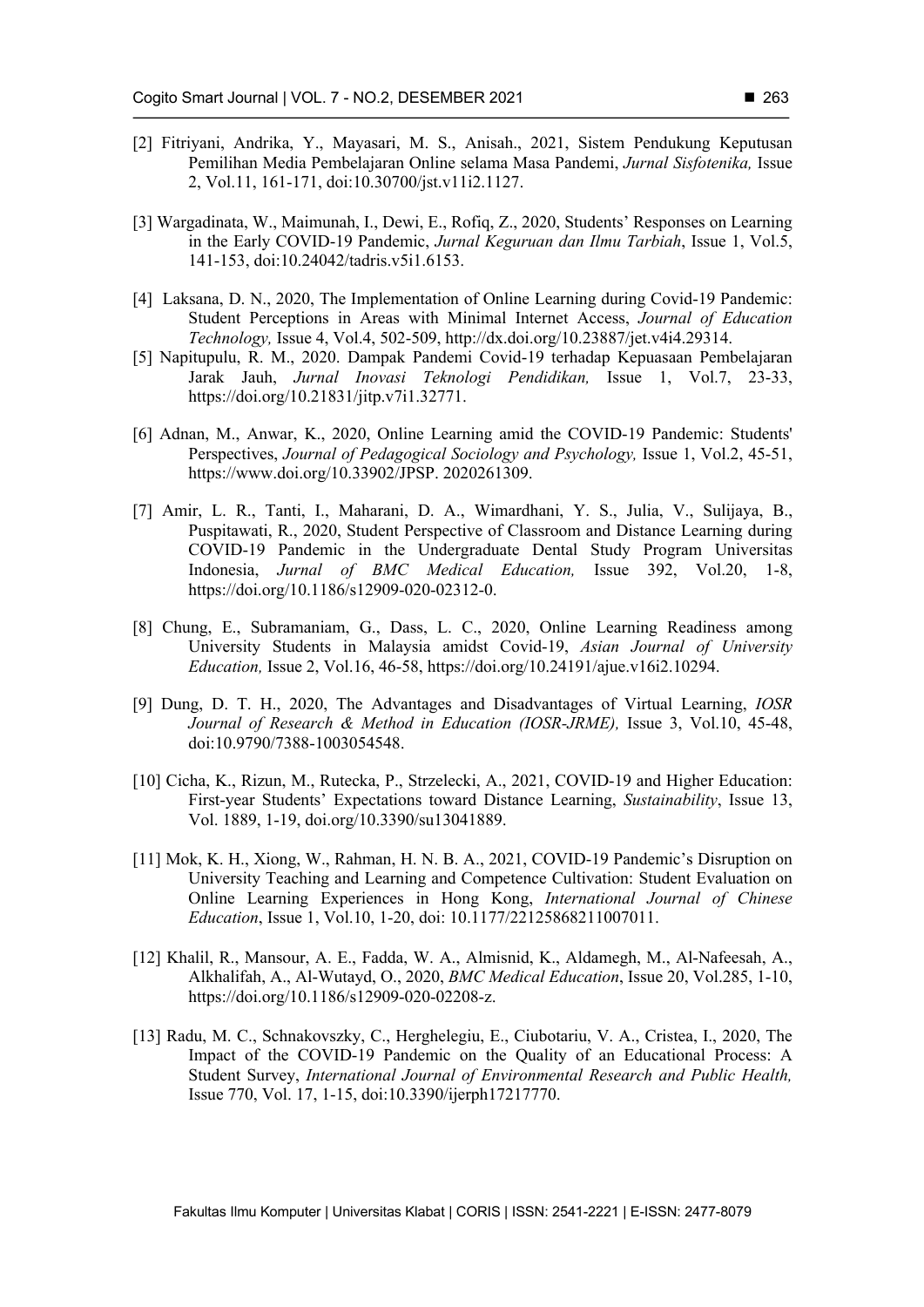[2] Fitriyani, Andrika, Y., Mayasari, M. S., Anisah., 2021, Sistem Pendukung Keputusan Pemilihan Media Pembelajaran Online selama Masa Pandemi, *Jurnal Sisfotenika,* Issue 2, Vol.11, 161-171, doi:10.30700/jst.v11i2.1127.

[3] Wargadinata, W., Maimunah, I., Dewi, E., Rofiq, Z., 2020, Students' Responses on Learning in the Early COVID-19 Pandemic, *Jurnal Keguruan dan Ilmu Tarbiah*, Issue 1, Vol.5, 141-153, doi:10.24042/tadris.v5i1.6153.

[4] Laksana, D. N., 2020, The Implementation of Online Learning during Covid-19 Pandemic: Student Perceptions in Areas with Minimal Internet Access, *Journal of Education Technology,* Issue 4, Vol.4, 502-509, http://dx.doi.org/10.23887/jet.v4i4.29314.

[5] Napitupulu, R. M., 2020. Dampak Pandemi Covid-19 terhadap Kepuasaan Pembelajaran Jarak Jauh, *Jurnal Inovasi Teknologi Pendidikan,* Issue 1, Vol.7, 23-33, https://doi.org/10.21831/jitp.v7i1.32771.

[6] Adnan, M., Anwar, K., 2020, Online Learning amid the COVID-19 Pandemic: Students' Perspectives, *Journal of Pedagogical Sociology and Psychology,* Issue 1, Vol.2, 45-51, https://www.doi.org/10.33902/JPSP. 2020261309.

[7] Amir, L. R., Tanti, I., Maharani, D. A., Wimardhani, Y. S., Julia, V., Sulijaya, B., Puspitawati, R., 2020, Student Perspective of Classroom and Distance Learning during COVID-19 Pandemic in the Undergraduate Dental Study Program Universitas Indonesia, *Jurnal of BMC Medical Education,* Issue 392, Vol.20, 1-8, https://doi.org/10.1186/s12909-020-02312-0.

[8] Chung, E., Subramaniam, G., Dass, L. C., 2020, Online Learning Readiness among University Students in Malaysia amidst Covid-19, *Asian Journal of University Education,* Issue 2, Vol.16, 46-58, https://doi.org/10.24191/ajue.v16i2.10294.

[9] Dung, D. T. H., 2020, The Advantages and Disadvantages of Virtual Learning, *IOSR Journal of Research & Method in Education (IOSR-JRME),* Issue 3, Vol.10, 45-48, doi:10.9790/7388-1003054548.

[10] Cicha, K., Rizun, M., Rutecka, P., Strzelecki, A., 2021, COVID-19 and Higher Education: First-year Students' Expectations toward Distance Learning, *Sustainability*, Issue 13, Vol. 1889, 1-19, doi.org/10.3390/su13041889.

[11] Mok, K. H., Xiong, W., Rahman, H. N. B. A., 2021, COVID-19 Pandemic's Disruption on University Teaching and Learning and Competence Cultivation: Student Evaluation on Online Learning Experiences in Hong Kong, *International Journal of Chinese Education*, Issue 1, Vol.10, 1-20, doi: 10.1177/22125868211007011.

[12] Khalil, R., Mansour, A. E., Fadda, W. A., Almisnid, K., Aldamegh, M., Al-Nafeesah, A., Alkhalifah, A., Al-Wutayd, O., 2020, *BMC Medical Education*, Issue 20, Vol.285, 1-10, https://doi.org/10.1186/s12909-020-02208-z.

[13] Radu, M. C., Schnakovszky, C., Herghelegiu, E., Ciubotariu, V. A., Cristea, I., 2020, The Impact of the COVID-19 Pandemic on the Quality of an Educational Process: A Student Survey, *International Journal of Environmental Research and Public Health,* Issue 770, Vol. 17, 1-15, doi:10.3390/ijerph17217770.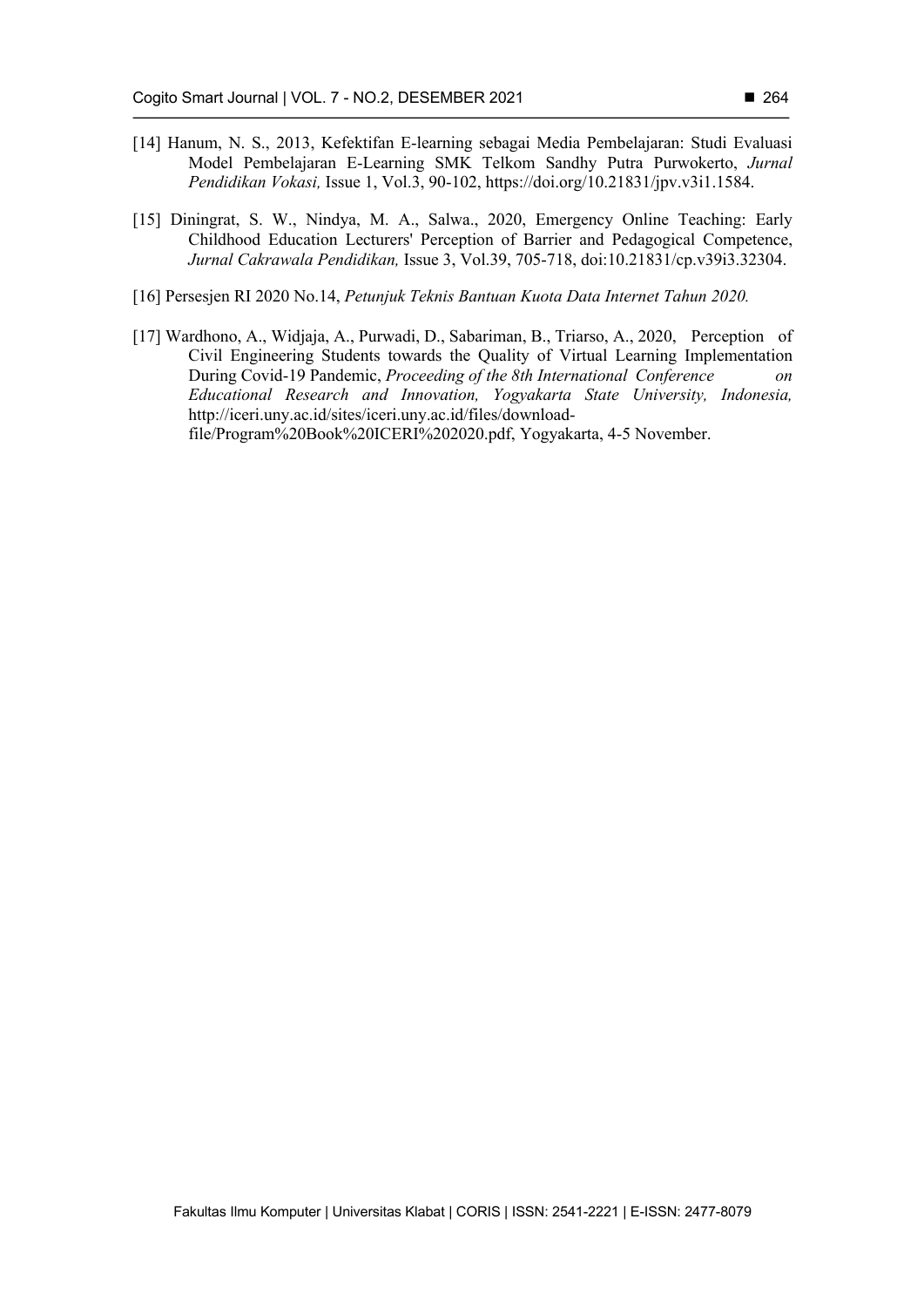[14] Hanum, N. S., 2013, Kefektifan E-learning sebagai Media Pembelajaran: Studi Evaluasi Model Pembelajaran E-Learning SMK Telkom Sandhy Putra Purwokerto, *Jurnal Pendidikan Vokasi,* Issue 1, Vol.3, 90-102, https://doi.org/10.21831/jpv.v3i1.1584.

[15] Diningrat, S. W., Nindya, M. A., Salwa., 2020, Emergency Online Teaching: Early Childhood Education Lecturers' Perception of Barrier and Pedagogical Competence, *Jurnal Cakrawala Pendidikan,* Issue 3, Vol.39, 705-718, doi:10.21831/cp.v39i3.32304.

[16] Persesjen RI 2020 No.14, *Petunjuk Teknis Bantuan Kuota Data Internet Tahun 2020.*

[17] Wardhono, A., Widjaja, A., Purwadi, D., Sabariman, B., Triarso, A., 2020, Perception of Civil Engineering Students towards the Quality of Virtual Learning Implementation During Covid-19 Pandemic, *Proceeding of the 8th International Conference on Educational Research and Innovation, Yogyakarta State University, Indonesia,* http://iceri.uny.ac.id/sites/iceri.uny.ac.id/files/download-file/Program%20Book%20ICERI%202020.pdf, Yogyakarta, 4-5 November.